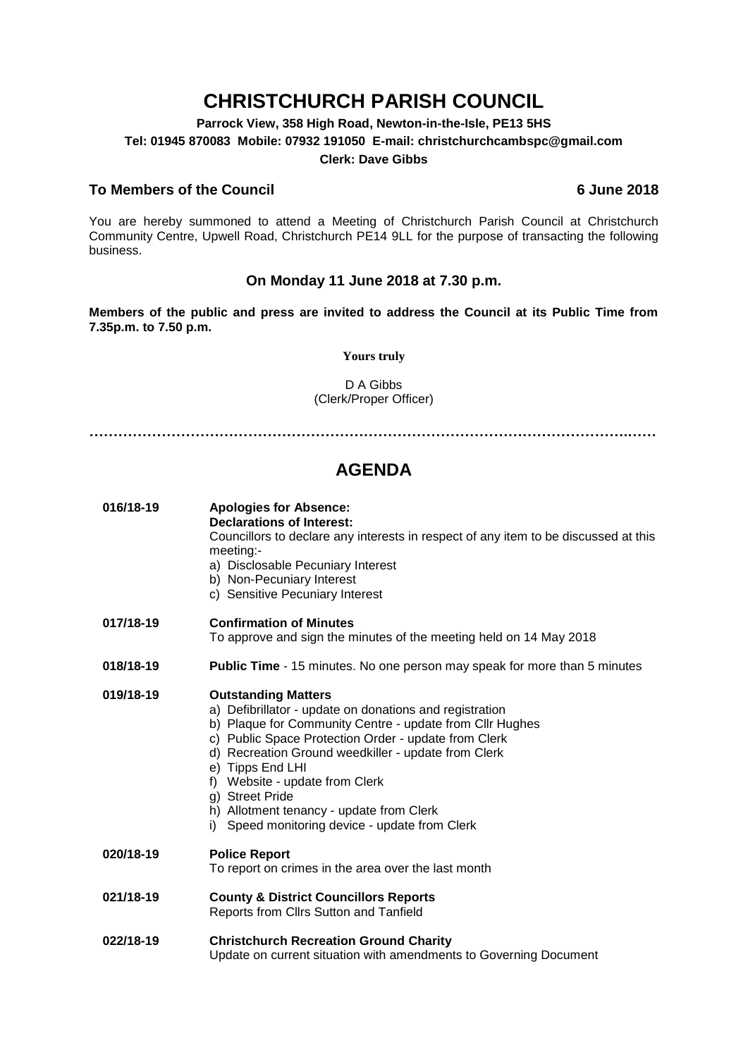# CHRISTCHURCH PARISH COUNCIL

**Parrock View, 358 High Road, Newton-in-the-Isle, PE13 5HS**
**Tel: 01945 870083 Mobile: 07932 191050 E-mail: christchurchcambspc@gmail.com**
**Clerk: Dave Gibbs**

**To Members of the Council** **6 June 2018**

You are hereby summoned to attend a Meeting of Christchurch Parish Council at Christchurch Community Centre, Upwell Road, Christchurch PE14 9LL for the purpose of transacting the following business.

**On Monday 11 June 2018 at 7.30 p.m.**

**Members of the public and press are invited to address the Council at its Public Time from 7.35p.m. to 7.50 p.m.**

**Yours truly**

D A Gibbs
(Clerk/Proper Officer)

…………………………………………………………………………………………………………

## AGENDA

**016/18-19** **Apologies for Absence:**
**Declarations of Interest:**
Councillors to declare any interests in respect of any item to be discussed at this meeting:-
a) Disclosable Pecuniary Interest
b) Non-Pecuniary Interest
c) Sensitive Pecuniary Interest

**017/18-19** **Confirmation of Minutes**
To approve and sign the minutes of the meeting held on 14 May 2018

**018/18-19** **Public Time** - 15 minutes. No one person may speak for more than 5 minutes

**019/18-19** **Outstanding Matters**
a) Defibrillator - update on donations and registration
b) Plaque for Community Centre - update from Cllr Hughes
c) Public Space Protection Order - update from Clerk
d) Recreation Ground weedkiller - update from Clerk
e) Tipps End LHI
f) Website - update from Clerk
g) Street Pride
h) Allotment tenancy - update from Clerk
i) Speed monitoring device - update from Clerk

**020/18-19** **Police Report**
To report on crimes in the area over the last month

**021/18-19** **County & District Councillors Reports**
Reports from Cllrs Sutton and Tanfield

**022/18-19** **Christchurch Recreation Ground Charity**
Update on current situation with amendments to Governing Document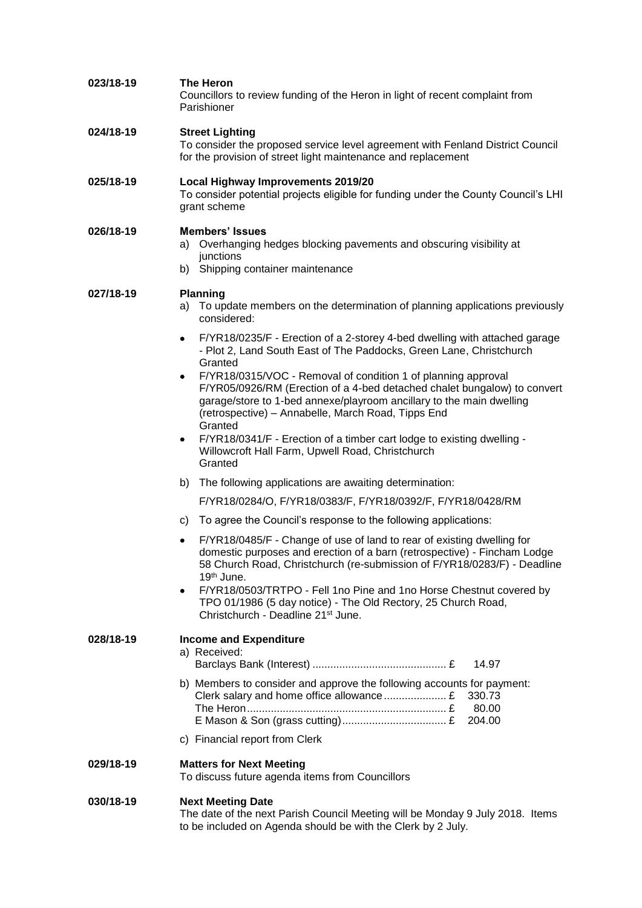**023/18-19** **The Heron**
Councillors to review funding of the Heron in light of recent complaint from Parishioner

**024/18-19** **Street Lighting**
To consider the proposed service level agreement with Fenland District Council for the provision of street light maintenance and replacement

**025/18-19** **Local Highway Improvements 2019/20**
To consider potential projects eligible for funding under the County Council's LHI grant scheme

**026/18-19** **Members' Issues**

a) Overhanging hedges blocking pavements and obscuring visibility at junctions
b) Shipping container maintenance

**027/18-19** **Planning**

a) To update members on the determination of planning applications previously considered:

- F/YR18/0235/F - Erection of a 2-storey 4-bed dwelling with attached garage - Plot 2, Land South East of The Paddocks, Green Lane, Christchurch
  Granted
- F/YR18/0315/VOC - Removal of condition 1 of planning approval F/YR05/0926/RM (Erection of a 4-bed detached chalet bungalow) to convert garage/store to 1-bed annexe/playroom ancillary to the main dwelling (retrospective) – Annabelle, March Road, Tipps End
  Granted
- F/YR18/0341/F - Erection of a timber cart lodge to existing dwelling - Willowcroft Hall Farm, Upwell Road, Christchurch
  Granted

b) The following applications are awaiting determination:

F/YR18/0284/O, F/YR18/0383/F, F/YR18/0392/F, F/YR18/0428/RM

c) To agree the Council's response to the following applications:

- F/YR18/0485/F - Change of use of land to rear of existing dwelling for domestic purposes and erection of a barn (retrospective) - Fincham Lodge 58 Church Road, Christchurch (re-submission of F/YR18/0283/F) - Deadline 19th June.
- F/YR18/0503/TRTPO - Fell 1no Pine and 1no Horse Chestnut covered by TPO 01/1986 (5 day notice) - The Old Rectory, 25 Church Road, Christchurch - Deadline 21st June.

**028/18-19** **Income and Expenditure**

a) Received:
Barclays Bank (Interest) ............................................. £ 14.97

b) Members to consider and approve the following accounts for payment:
Clerk salary and home office allowance ..................... £ 330.73
The Heron.................................................................. £ 80.00
E Mason & Son (grass cutting)................................... £ 204.00

c) Financial report from Clerk

**029/18-19** **Matters for Next Meeting**
To discuss future agenda items from Councillors

**030/18-19** **Next Meeting Date**
The date of the next Parish Council Meeting will be Monday 9 July 2018. Items to be included on Agenda should be with the Clerk by 2 July.